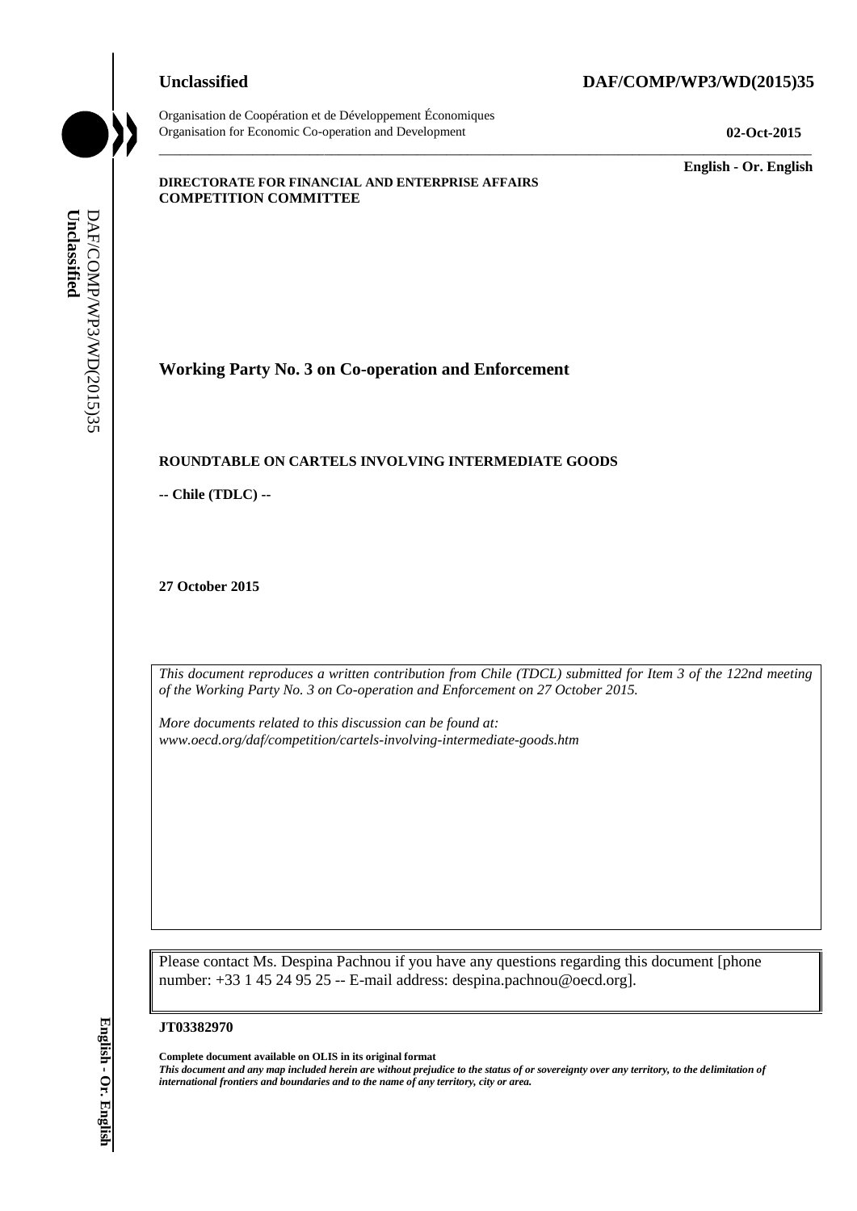**Unclassified** **DAF/COMP/WP3/WD(2015)35**

Organisation de Coopération et de Développement Économiques
Organisation for Economic Co-operation and Development **02-Oct-2015**

**English - Or. English**

**DIRECTORATE FOR FINANCIAL AND ENTERPRISE AFFAIRS**
**COMPETITION COMMITTEE**

## Working Party No. 3 on Co-operation and Enforcement

**ROUNDTABLE ON CARTELS INVOLVING INTERMEDIATE GOODS**

**-- Chile (TDLC) --**

**27 October 2015**

*This document reproduces a written contribution from Chile (TDCL) submitted for Item 3 of the 122nd meeting of the Working Party No. 3 on Co-operation and Enforcement on 27 October 2015.*

*More documents related to this discussion can be found at:*
*www.oecd.org/daf/competition/cartels-involving-intermediate-goods.htm*

Please contact Ms. Despina Pachnou if you have any questions regarding this document [phone number: +33 1 45 24 95 25 -- E-mail address: despina.pachnou@oecd.org].

**JT03382970**

**Complete document available on OLIS in its original format**
***This document and any map included herein are without prejudice to the status of or sovereignty over any territory, to the delimitation of international frontiers and boundaries and to the name of any territory, city or area.***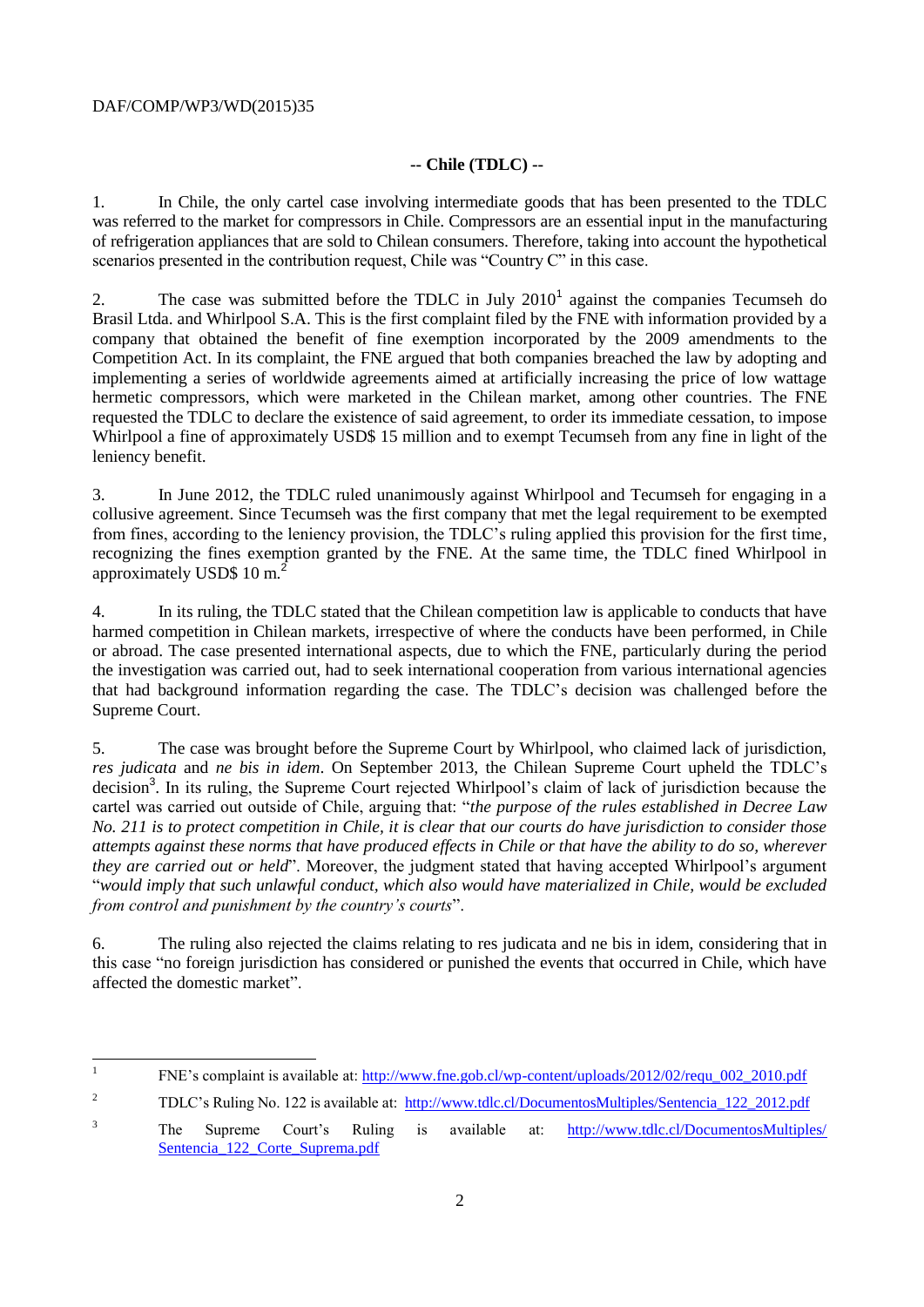## -- Chile (TDLC) --

1. In Chile, the only cartel case involving intermediate goods that has been presented to the TDLC was referred to the market for compressors in Chile. Compressors are an essential input in the manufacturing of refrigeration appliances that are sold to Chilean consumers. Therefore, taking into account the hypothetical scenarios presented in the contribution request, Chile was "Country C" in this case.

2. The case was submitted before the TDLC in July 2010[1] against the companies Tecumseh do Brasil Ltda. and Whirlpool S.A. This is the first complaint filed by the FNE with information provided by a company that obtained the benefit of fine exemption incorporated by the 2009 amendments to the Competition Act. In its complaint, the FNE argued that both companies breached the law by adopting and implementing a series of worldwide agreements aimed at artificially increasing the price of low wattage hermetic compressors, which were marketed in the Chilean market, among other countries. The FNE requested the TDLC to declare the existence of said agreement, to order its immediate cessation, to impose Whirlpool a fine of approximately USD$ 15 million and to exempt Tecumseh from any fine in light of the leniency benefit.

3. In June 2012, the TDLC ruled unanimously against Whirlpool and Tecumseh for engaging in a collusive agreement. Since Tecumseh was the first company that met the legal requirement to be exempted from fines, according to the leniency provision, the TDLC's ruling applied this provision for the first time, recognizing the fines exemption granted by the FNE. At the same time, the TDLC fined Whirlpool in approximately USD$ 10 m.[2]

4. In its ruling, the TDLC stated that the Chilean competition law is applicable to conducts that have harmed competition in Chilean markets, irrespective of where the conducts have been performed, in Chile or abroad. The case presented international aspects, due to which the FNE, particularly during the period the investigation was carried out, had to seek international cooperation from various international agencies that had background information regarding the case. The TDLC's decision was challenged before the Supreme Court.

5. The case was brought before the Supreme Court by Whirlpool, who claimed lack of jurisdiction, *res judicata* and *ne bis in idem*. On September 2013, the Chilean Supreme Court upheld the TDLC's decision[3]. In its ruling, the Supreme Court rejected Whirlpool's claim of lack of jurisdiction because the cartel was carried out outside of Chile, arguing that: "*the purpose of the rules established in Decree Law No. 211 is to protect competition in Chile, it is clear that our courts do have jurisdiction to consider those attempts against these norms that have produced effects in Chile or that have the ability to do so, wherever they are carried out or held*". Moreover, the judgment stated that having accepted Whirlpool's argument "*would imply that such unlawful conduct, which also would have materialized in Chile, would be excluded from control and punishment by the country's courts*".

6. The ruling also rejected the claims relating to res judicata and ne bis in idem, considering that in this case "no foreign jurisdiction has considered or punished the events that occurred in Chile, which have affected the domestic market".

---

[1] FNE's complaint is available at: http://www.fne.gob.cl/wp-content/uploads/2012/02/requ_002_2010.pdf

[2] TDLC's Ruling No. 122 is available at: http://www.tdlc.cl/DocumentosMultiples/Sentencia_122_2012.pdf

[3] The Supreme Court's Ruling is available at: http://www.tdlc.cl/DocumentosMultiples/Sentencia_122_Corte_Suprema.pdf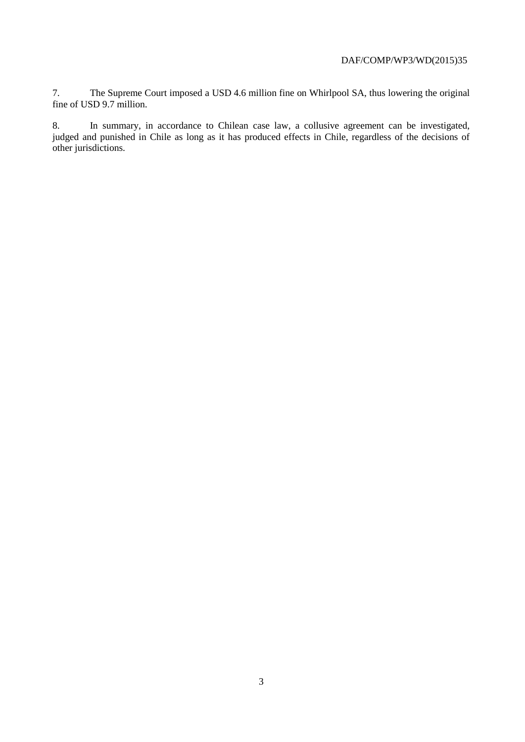7. The Supreme Court imposed a USD 4.6 million fine on Whirlpool SA, thus lowering the original fine of USD 9.7 million.

8. In summary, in accordance to Chilean case law, a collusive agreement can be investigated, judged and punished in Chile as long as it has produced effects in Chile, regardless of the decisions of other jurisdictions.